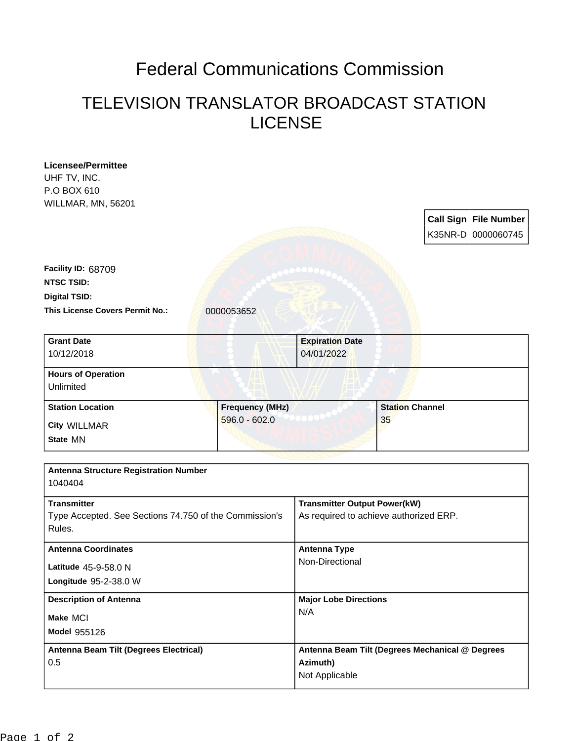# Federal Communications Commission

## TELEVISION TRANSLATOR BROADCAST STATION LICENSE

**Licensee/Permittee**
UHF TV, INC.
P.O BOX 610
WILLMAR, MN, 56201

| Call Sign | File Number |
|---|---|
| K35NR-D | 0000060745 |

**Facility ID:** 68709

**NTSC TSID:**

**Digital TSID:**

**This License Covers Permit No.:** 0000053652

| Grant Date | Expiration Date |
|---|---|
| 10/12/2018 | 04/01/2022 |

**Hours of Operation**
Unlimited

| Station Location | Frequency (MHz) | Station Channel |
|---|---|---|
| City WILLMAR<br>State MN | 596.0 - 602.0 | 35 |

**Antenna Structure Registration Number**
1040404

| Transmitter | Transmitter Output Power(kW) |
|---|---|
| Type Accepted. See Sections 74.750 of the Commission's Rules. | As required to achieve authorized ERP. |

| Antenna Coordinates | Antenna Type |
|---|---|
| Latitude 45-9-58.0 N<br>Longitude 95-2-38.0 W | Non-Directional |

| Description of Antenna | Major Lobe Directions |
|---|---|
| Make MCI<br>Model 955126 | N/A |

| Antenna Beam Tilt (Degrees Electrical) | Antenna Beam Tilt (Degrees Mechanical @ Degrees Azimuth) |
|---|---|
| 0.5 | Not Applicable |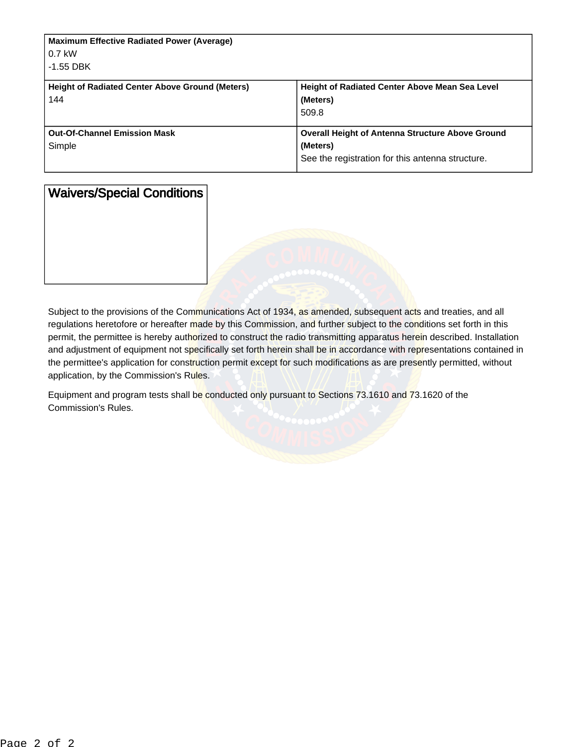| | |
|---|---|
| **Maximum Effective Radiated Power (Average)**<br>0.7 kW<br>-1.55 DBK | |
| **Height of Radiated Center Above Ground (Meters)**<br>144 | **Height of Radiated Center Above Mean Sea Level (Meters)**<br>509.8 |
| **Out-Of-Channel Emission Mask**<br>Simple | **Overall Height of Antenna Structure Above Ground (Meters)**<br>See the registration for this antenna structure. |

## Waivers/Special Conditions

Subject to the provisions of the Communications Act of 1934, as amended, subsequent acts and treaties, and all regulations heretofore or hereafter made by this Commission, and further subject to the conditions set forth in this permit, the permittee is hereby authorized to construct the radio transmitting apparatus herein described. Installation and adjustment of equipment not specifically set forth herein shall be in accordance with representations contained in the permittee's application for construction permit except for such modifications as are presently permitted, without application, by the Commission's Rules.

Equipment and program tests shall be conducted only pursuant to Sections 73.1610 and 73.1620 of the Commission's Rules.